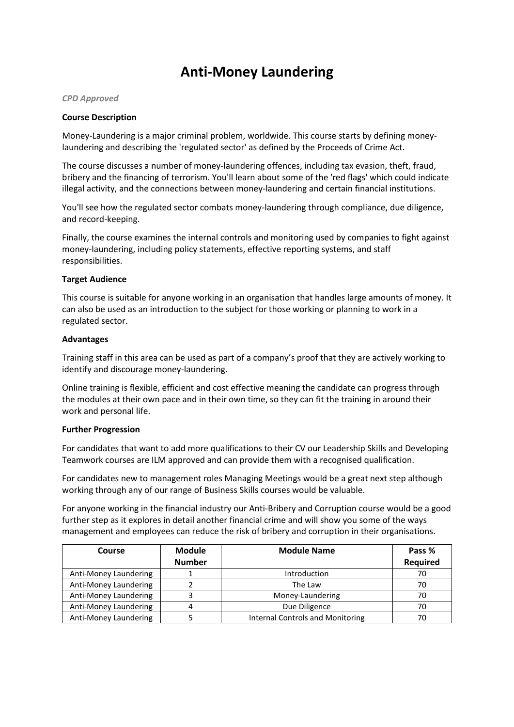# Anti-Money Laundering

*CPD Approved*

**Course Description**

Money-Laundering is a major criminal problem, worldwide. This course starts by defining money-laundering and describing the 'regulated sector' as defined by the Proceeds of Crime Act.

The course discusses a number of money-laundering offences, including tax evasion, theft, fraud, bribery and the financing of terrorism. You'll learn about some of the 'red flags' which could indicate illegal activity, and the connections between money-laundering and certain financial institutions.

You'll see how the regulated sector combats money-laundering through compliance, due diligence, and record-keeping.

Finally, the course examines the internal controls and monitoring used by companies to fight against money-laundering, including policy statements, effective reporting systems, and staff responsibilities.

**Target Audience**

This course is suitable for anyone working in an organisation that handles large amounts of money. It can also be used as an introduction to the subject for those working or planning to work in a regulated sector.

**Advantages**

Training staff in this area can be used as part of a company's proof that they are actively working to identify and discourage money-laundering.

Online training is flexible, efficient and cost effective meaning the candidate can progress through the modules at their own pace and in their own time, so they can fit the training in around their work and personal life.

**Further Progression**

For candidates that want to add more qualifications to their CV our Leadership Skills and Developing Teamwork courses are ILM approved and can provide them with a recognised qualification.

For candidates new to management roles Managing Meetings would be a great next step although working through any of our range of Business Skills courses would be valuable.

For anyone working in the financial industry our Anti-Bribery and Corruption course would be a good further step as it explores in detail another financial crime and will show you some of the ways management and employees can reduce the risk of bribery and corruption in their organisations.

| Course | Module Number | Module Name | Pass % Required |
|---|---|---|---|
| Anti-Money Laundering | 1 | Introduction | 70 |
| Anti-Money Laundering | 2 | The Law | 70 |
| Anti-Money Laundering | 3 | Money-Laundering | 70 |
| Anti-Money Laundering | 4 | Due Diligence | 70 |
| Anti-Money Laundering | 5 | Internal Controls and Monitoring | 70 |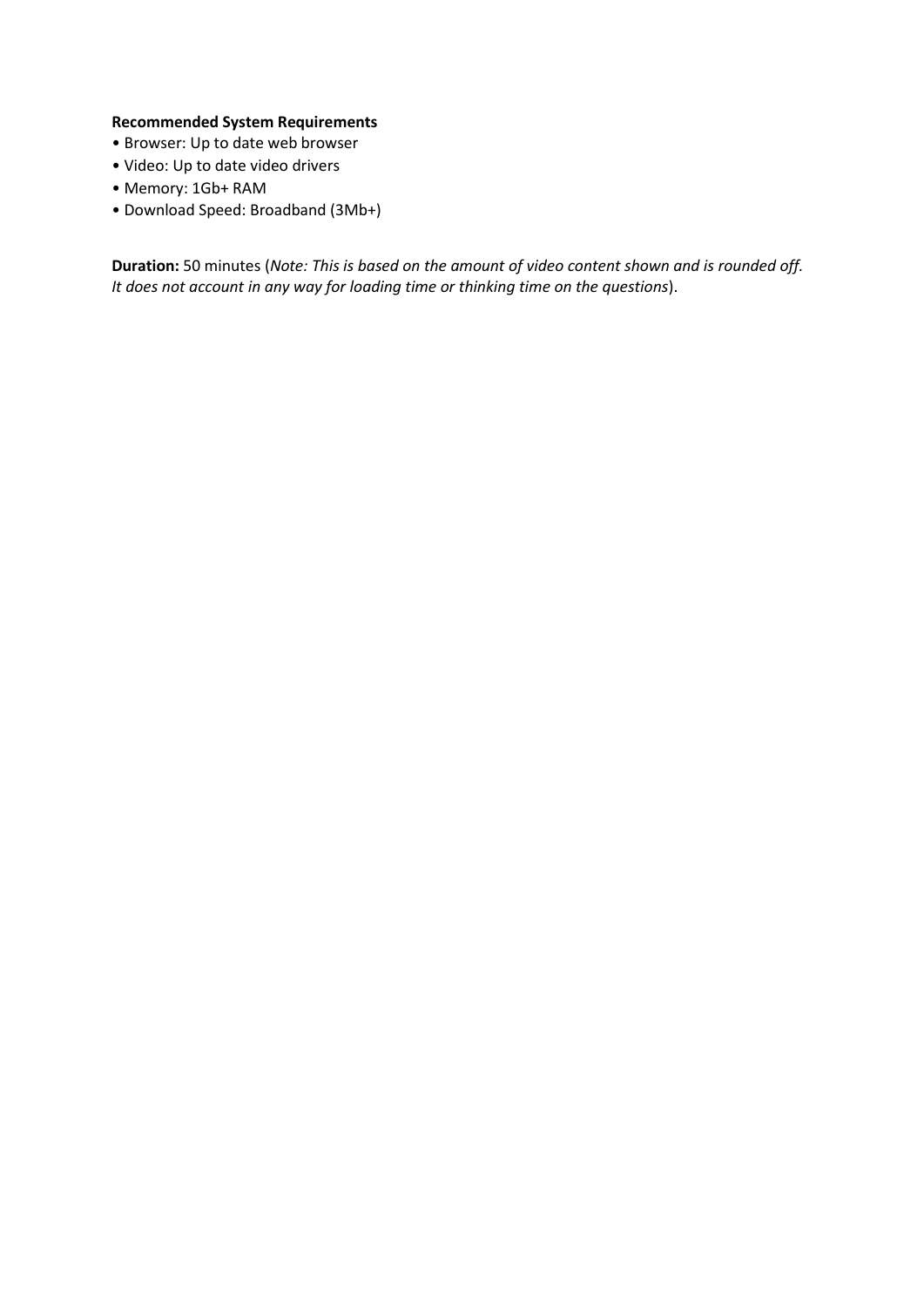**Recommended System Requirements**

- Browser: Up to date web browser
- Video: Up to date video drivers
- Memory: 1Gb+ RAM
- Download Speed: Broadband (3Mb+)

**Duration:** 50 minutes (*Note: This is based on the amount of video content shown and is rounded off. It does not account in any way for loading time or thinking time on the questions*).